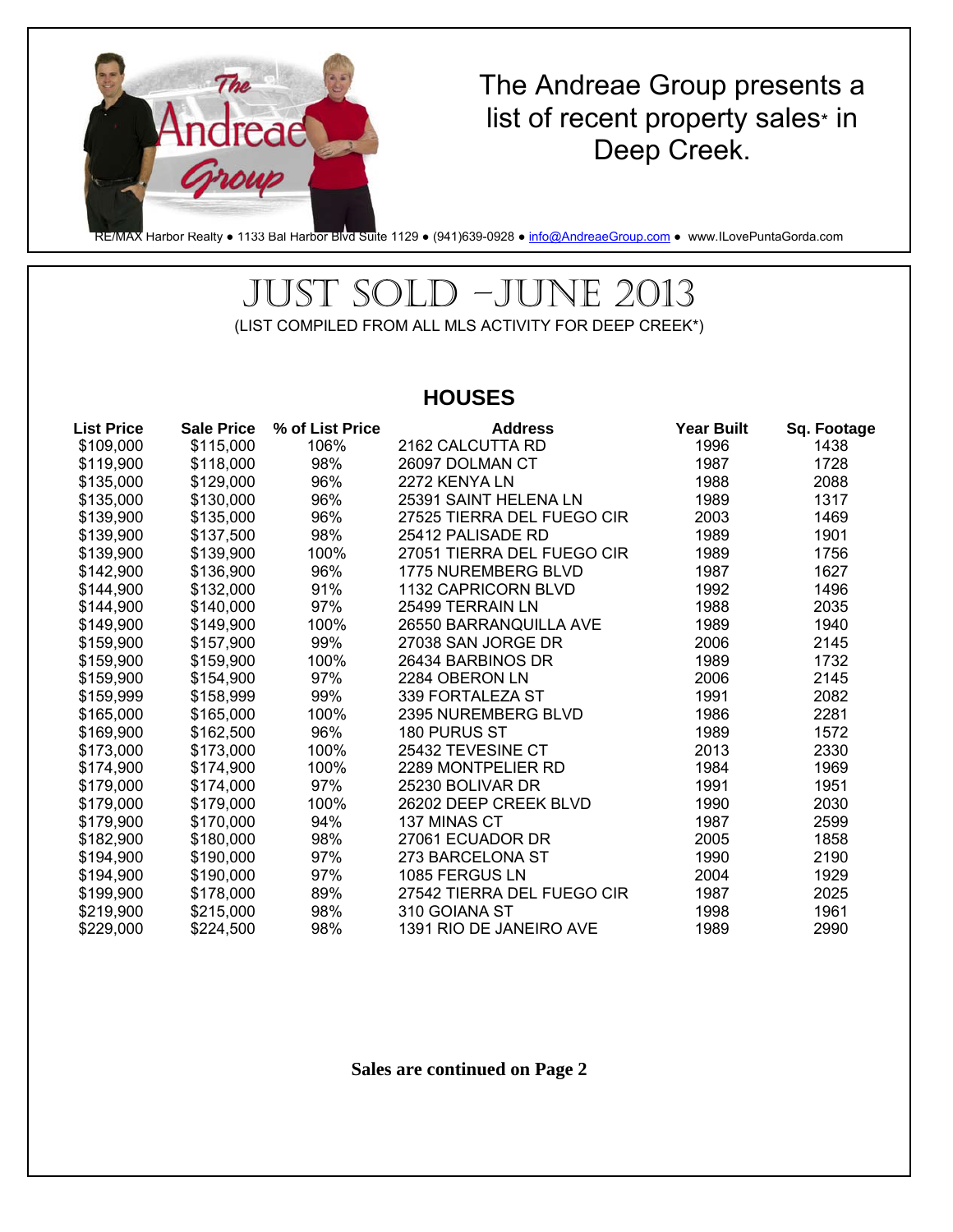The Andreae Group presents a list of recent property sales* in Deep Creek.

RE/MAX Harbor Realty ● 1133 Bal Harbor Blvd Suite 1129 ● (941)639-0928 ● info@AndreaeGroup.com ● www.ILovePuntaGorda.com

# JUST SOLD –JUNE 2013

(LIST COMPILED FROM ALL MLS ACTIVITY FOR DEEP CREEK*)

## HOUSES

| List Price | Sale Price | % of List Price | Address | Year Built | Sq. Footage |
|---|---|---|---|---|---|
| $109,000 | $115,000 | 106% | 2162 CALCUTTA RD | 1996 | 1438 |
| $119,900 | $118,000 | 98% | 26097 DOLMAN CT | 1987 | 1728 |
| $135,000 | $129,000 | 96% | 2272 KENYA LN | 1988 | 2088 |
| $135,000 | $130,000 | 96% | 25391 SAINT HELENA LN | 1989 | 1317 |
| $139,900 | $135,000 | 96% | 27525 TIERRA DEL FUEGO CIR | 2003 | 1469 |
| $139,900 | $137,500 | 98% | 25412 PALISADE RD | 1989 | 1901 |
| $139,900 | $139,900 | 100% | 27051 TIERRA DEL FUEGO CIR | 1989 | 1756 |
| $142,900 | $136,900 | 96% | 1775 NUREMBERG BLVD | 1987 | 1627 |
| $144,900 | $132,000 | 91% | 1132 CAPRICORN BLVD | 1992 | 1496 |
| $144,900 | $140,000 | 97% | 25499 TERRAIN LN | 1988 | 2035 |
| $149,900 | $149,900 | 100% | 26550 BARRANQUILLA AVE | 1989 | 1940 |
| $159,900 | $157,900 | 99% | 27038 SAN JORGE DR | 2006 | 2145 |
| $159,900 | $159,900 | 100% | 26434 BARBINOS DR | 1989 | 1732 |
| $159,900 | $154,900 | 97% | 2284 OBERON LN | 2006 | 2145 |
| $159,999 | $158,999 | 99% | 339 FORTALEZA ST | 1991 | 2082 |
| $165,000 | $165,000 | 100% | 2395 NUREMBERG BLVD | 1986 | 2281 |
| $169,900 | $162,500 | 96% | 180 PURUS ST | 1989 | 1572 |
| $173,000 | $173,000 | 100% | 25432 TEVESINE CT | 2013 | 2330 |
| $174,900 | $174,900 | 100% | 2289 MONTPELIER RD | 1984 | 1969 |
| $179,000 | $174,000 | 97% | 25230 BOLIVAR DR | 1991 | 1951 |
| $179,000 | $179,000 | 100% | 26202 DEEP CREEK BLVD | 1990 | 2030 |
| $179,900 | $170,000 | 94% | 137 MINAS CT | 1987 | 2599 |
| $182,900 | $180,000 | 98% | 27061 ECUADOR DR | 2005 | 1858 |
| $194,900 | $190,000 | 97% | 273 BARCELONA ST | 1990 | 2190 |
| $194,900 | $190,000 | 97% | 1085 FERGUS LN | 2004 | 1929 |
| $199,900 | $178,000 | 89% | 27542 TIERRA DEL FUEGO CIR | 1987 | 2025 |
| $219,900 | $215,000 | 98% | 310 GOIANA ST | 1998 | 1961 |
| $229,000 | $224,500 | 98% | 1391 RIO DE JANEIRO AVE | 1989 | 2990 |

**Sales are continued on Page 2**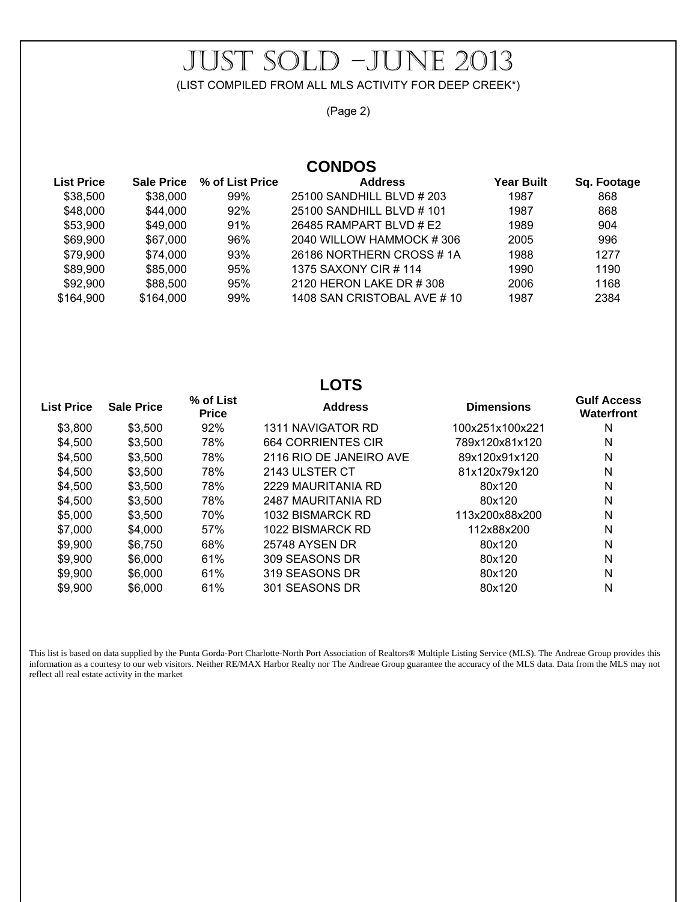# JUST SOLD –JUNE 2013

(LIST COMPILED FROM ALL MLS ACTIVITY FOR DEEP CREEK*)

(Page 2)

## CONDOS

| List Price | Sale Price | % of List Price | Address | Year Built | Sq. Footage |
|---|---|---|---|---|---|
| $38,500 | $38,000 | 99% | 25100 SANDHILL BLVD # 203 | 1987 | 868 |
| $48,000 | $44,000 | 92% | 25100 SANDHILL BLVD # 101 | 1987 | 868 |
| $53,900 | $49,000 | 91% | 26485 RAMPART BLVD # E2 | 1989 | 904 |
| $69,900 | $67,000 | 96% | 2040 WILLOW HAMMOCK # 306 | 2005 | 996 |
| $79,900 | $74,000 | 93% | 26186 NORTHERN CROSS # 1A | 1988 | 1277 |
| $89,900 | $85,000 | 95% | 1375 SAXONY CIR # 114 | 1990 | 1190 |
| $92,900 | $88,500 | 95% | 2120 HERON LAKE DR # 308 | 2006 | 1168 |
| $164,900 | $164,000 | 99% | 1408 SAN CRISTOBAL AVE # 10 | 1987 | 2384 |

## LOTS

| List Price | Sale Price | % of List Price | Address | Dimensions | Gulf Access Waterfront |
|---|---|---|---|---|---|
| $3,800 | $3,500 | 92% | 1311 NAVIGATOR RD | 100x251x100x221 | N |
| $4,500 | $3,500 | 78% | 664 CORRIENTES CIR | 789x120x81x120 | N |
| $4,500 | $3,500 | 78% | 2116 RIO DE JANEIRO AVE | 89x120x91x120 | N |
| $4,500 | $3,500 | 78% | 2143 ULSTER CT | 81x120x79x120 | N |
| $4,500 | $3,500 | 78% | 2229 MAURITANIA RD | 80x120 | N |
| $4,500 | $3,500 | 78% | 2487 MAURITANIA RD | 80x120 | N |
| $5,000 | $3,500 | 70% | 1032 BISMARCK RD | 113x200x88x200 | N |
| $7,000 | $4,000 | 57% | 1022 BISMARCK RD | 112x88x200 | N |
| $9,900 | $6,750 | 68% | 25748 AYSEN DR | 80x120 | N |
| $9,900 | $6,000 | 61% | 309 SEASONS DR | 80x120 | N |
| $9,900 | $6,000 | 61% | 319 SEASONS DR | 80x120 | N |
| $9,900 | $6,000 | 61% | 301 SEASONS DR | 80x120 | N |

This list is based on data supplied by the Punta Gorda-Port Charlotte-North Port Association of Realtors® Multiple Listing Service (MLS). The Andreae Group provides this information as a courtesy to our web visitors. Neither RE/MAX Harbor Realty nor The Andreae Group guarantee the accuracy of the MLS data. Data from the MLS may not reflect all real estate activity in the market